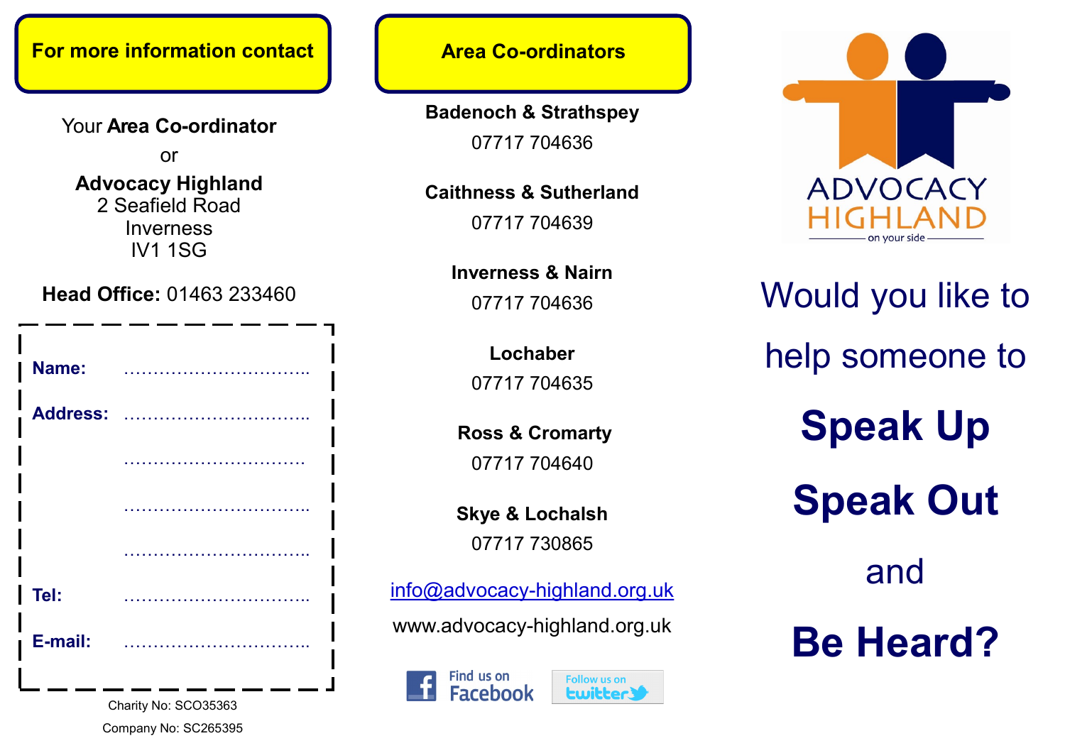## For more information contact

Your **Area Co-ordinator**

or

**Advocacy Highland**
2 Seafield Road
Inverness
IV1 1SG

**Head Office:** 01463 233460

**Name:** ………………………….

**Address:** ………………………….

………………………….

………………………….

………………………….

**Tel:** ………………………….

**E-mail:** ………………………….

Charity No: SCO35363

Company No: SC265395

## Area Co-ordinators

**Badenoch & Strathspey**
07717 704636

**Caithness & Sutherland**
07717 704639

**Inverness & Nairn**
07717 704636

**Lochaber**
07717 704635

**Ross & Cromarty**
07717 704640

**Skye & Lochalsh**
07717 730865

info@advocacy-highland.org.uk

www.advocacy-highland.org.uk

Find us on Facebook

Follow us on twitter

ADVOCACY HIGHLAND
on your side

Would you like to help someone to

# Speak Up

# Speak Out

and

# Be Heard?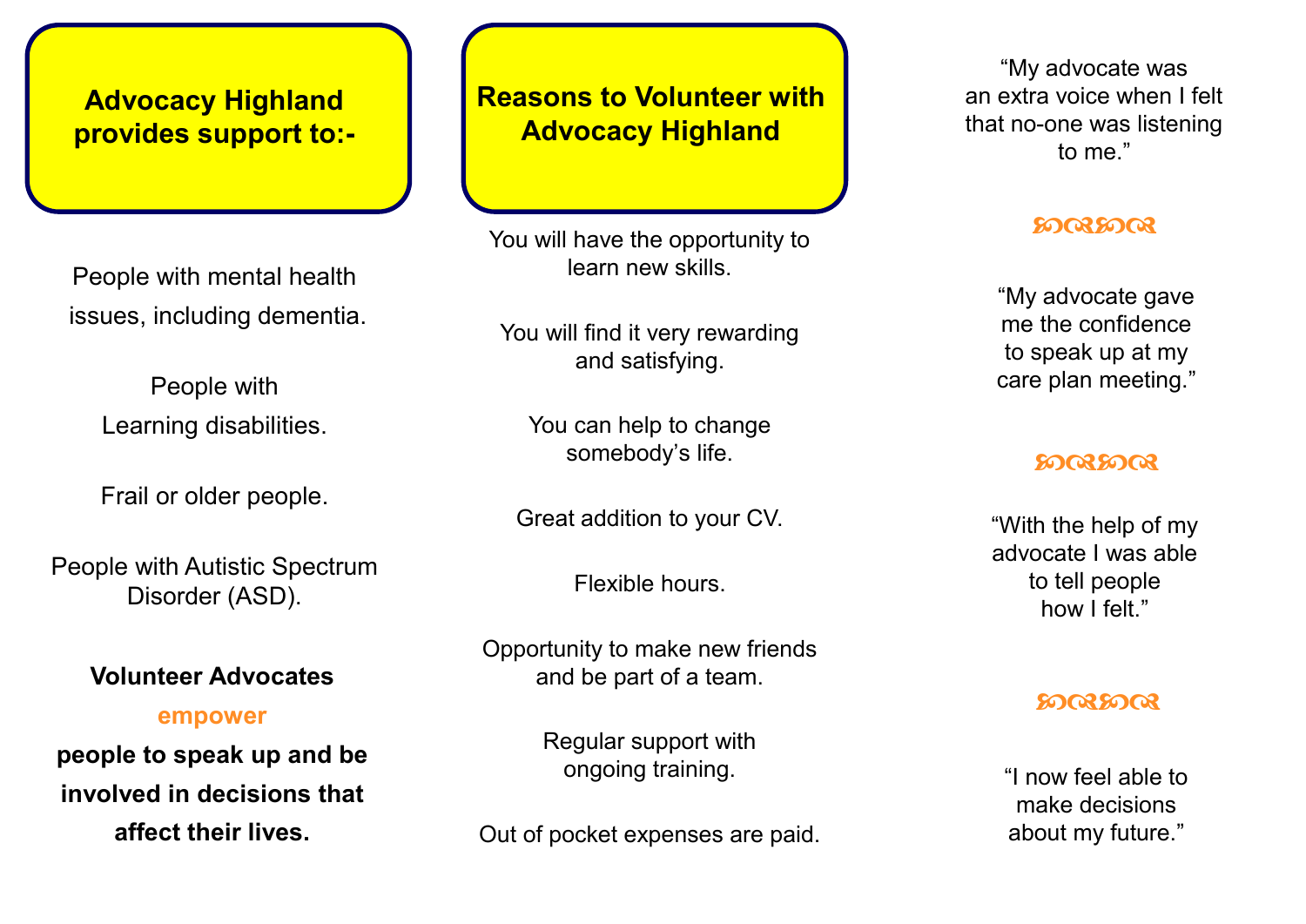## Advocacy Highland provides support to:-

People with mental health issues, including dementia.

People with Learning disabilities.

Frail or older people.

People with Autistic Spectrum Disorder (ASD).

**Volunteer Advocates empower people to speak up and be involved in decisions that affect their lives.**

## Reasons to Volunteer with Advocacy Highland

You will have the opportunity to learn new skills.

You will find it very rewarding and satisfying.

You can help to change somebody's life.

Great addition to your CV.

Flexible hours.

Opportunity to make new friends and be part of a team.

Regular support with ongoing training.

Out of pocket expenses are paid.

"My advocate was an extra voice when I felt that no-one was listening to me."

"My advocate gave me the confidence to speak up at my care plan meeting."

"With the help of my advocate I was able to tell people how I felt."

"I now feel able to make decisions about my future."